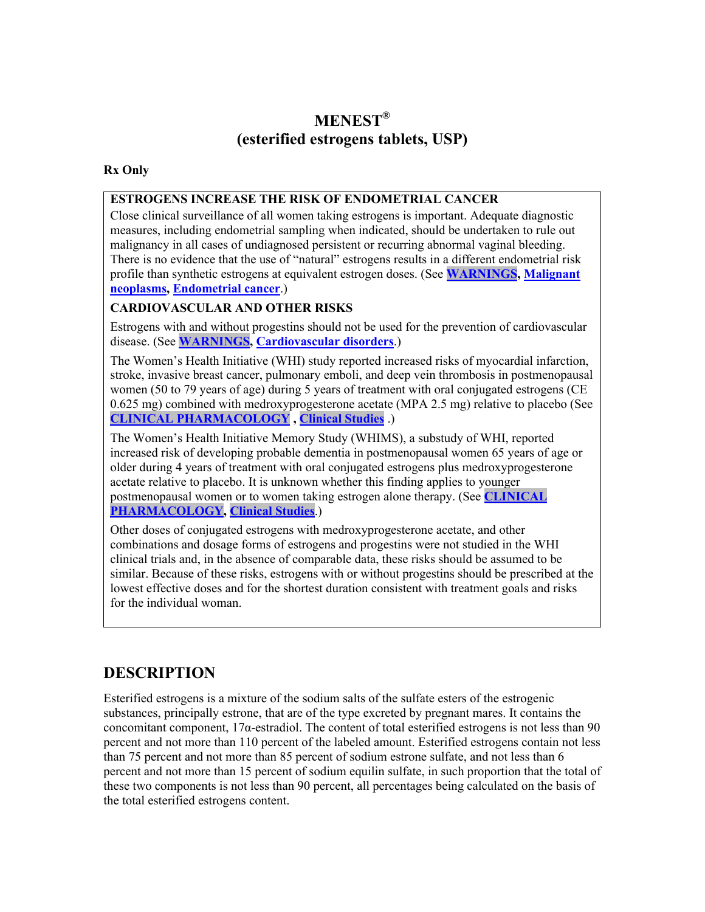# MENEST®

## (esterified estrogens tablets, USP)

**Rx Only**

**ESTROGENS INCREASE THE RISK OF ENDOMETRIAL CANCER**

Close clinical surveillance of all women taking estrogens is important. Adequate diagnostic measures, including endometrial sampling when indicated, should be undertaken to rule out malignancy in all cases of undiagnosed persistent or recurring abnormal vaginal bleeding. There is no evidence that the use of "natural" estrogens results in a different endometrial risk profile than synthetic estrogens at equivalent estrogen doses. (See **WARNINGS**, **Malignant neoplasms**, **Endometrial cancer**.)

**CARDIOVASCULAR AND OTHER RISKS**

Estrogens with and without progestins should not be used for the prevention of cardiovascular disease. (See **WARNINGS**, **Cardiovascular disorders**.)

The Women's Health Initiative (WHI) study reported increased risks of myocardial infarction, stroke, invasive breast cancer, pulmonary emboli, and deep vein thrombosis in postmenopausal women (50 to 79 years of age) during 5 years of treatment with oral conjugated estrogens (CE 0.625 mg) combined with medroxyprogesterone acetate (MPA 2.5 mg) relative to placebo (See **CLINICAL PHARMACOLOGY** , **Clinical Studies** .)

The Women's Health Initiative Memory Study (WHIMS), a substudy of WHI, reported increased risk of developing probable dementia in postmenopausal women 65 years of age or older during 4 years of treatment with oral conjugated estrogens plus medroxyprogesterone acetate relative to placebo. It is unknown whether this finding applies to younger postmenopausal women or to women taking estrogen alone therapy. (See **CLINICAL PHARMACOLOGY**, **Clinical Studies**.)

Other doses of conjugated estrogens with medroxyprogesterone acetate, and other combinations and dosage forms of estrogens and progestins were not studied in the WHI clinical trials and, in the absence of comparable data, these risks should be assumed to be similar. Because of these risks, estrogens with or without progestins should be prescribed at the lowest effective doses and for the shortest duration consistent with treatment goals and risks for the individual woman.

## DESCRIPTION

Esterified estrogens is a mixture of the sodium salts of the sulfate esters of the estrogenic substances, principally estrone, that are of the type excreted by pregnant mares. It contains the concomitant component, 17α-estradiol. The content of total esterified estrogens is not less than 90 percent and not more than 110 percent of the labeled amount. Esterified estrogens contain not less than 75 percent and not more than 85 percent of sodium estrone sulfate, and not less than 6 percent and not more than 15 percent of sodium equilin sulfate, in such proportion that the total of these two components is not less than 90 percent, all percentages being calculated on the basis of the total esterified estrogens content.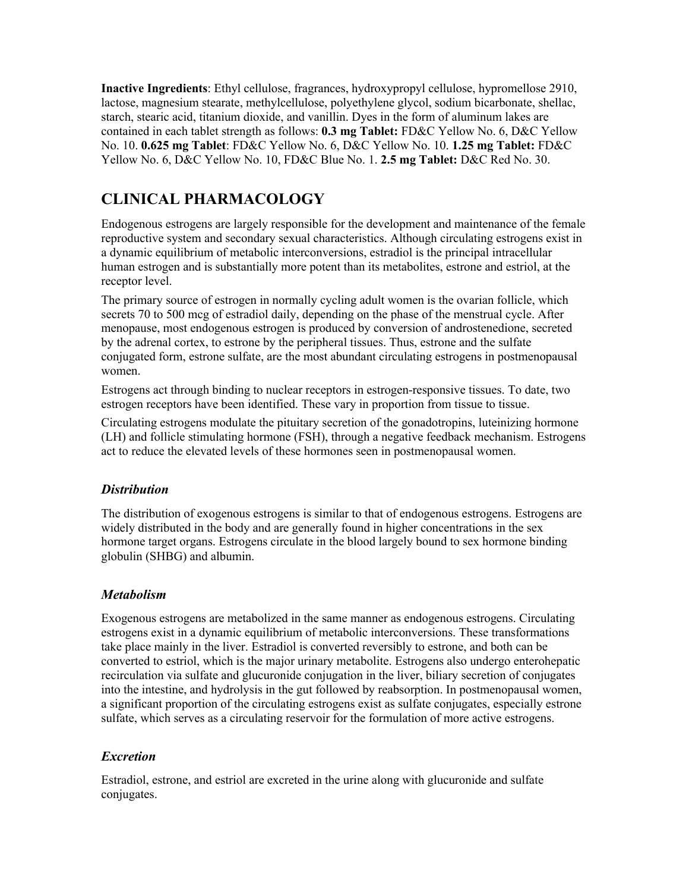**Inactive Ingredients**: Ethyl cellulose, fragrances, hydroxypropyl cellulose, hypromellose 2910, lactose, magnesium stearate, methylcellulose, polyethylene glycol, sodium bicarbonate, shellac, starch, stearic acid, titanium dioxide, and vanillin. Dyes in the form of aluminum lakes are contained in each tablet strength as follows: **0.3 mg Tablet:** FD&C Yellow No. 6, D&C Yellow No. 10. **0.625 mg Tablet**: FD&C Yellow No. 6, D&C Yellow No. 10. **1.25 mg Tablet:** FD&C Yellow No. 6, D&C Yellow No. 10, FD&C Blue No. 1. **2.5 mg Tablet:** D&C Red No. 30.

# CLINICAL PHARMACOLOGY

Endogenous estrogens are largely responsible for the development and maintenance of the female reproductive system and secondary sexual characteristics. Although circulating estrogens exist in a dynamic equilibrium of metabolic interconversions, estradiol is the principal intracellular human estrogen and is substantially more potent than its metabolites, estrone and estriol, at the receptor level.

The primary source of estrogen in normally cycling adult women is the ovarian follicle, which secrets 70 to 500 mcg of estradiol daily, depending on the phase of the menstrual cycle. After menopause, most endogenous estrogen is produced by conversion of androstenedione, secreted by the adrenal cortex, to estrone by the peripheral tissues. Thus, estrone and the sulfate conjugated form, estrone sulfate, are the most abundant circulating estrogens in postmenopausal women.

Estrogens act through binding to nuclear receptors in estrogen-responsive tissues. To date, two estrogen receptors have been identified. These vary in proportion from tissue to tissue.

Circulating estrogens modulate the pituitary secretion of the gonadotropins, luteinizing hormone (LH) and follicle stimulating hormone (FSH), through a negative feedback mechanism. Estrogens act to reduce the elevated levels of these hormones seen in postmenopausal women.

## *Distribution*

The distribution of exogenous estrogens is similar to that of endogenous estrogens. Estrogens are widely distributed in the body and are generally found in higher concentrations in the sex hormone target organs. Estrogens circulate in the blood largely bound to sex hormone binding globulin (SHBG) and albumin.

## *Metabolism*

Exogenous estrogens are metabolized in the same manner as endogenous estrogens. Circulating estrogens exist in a dynamic equilibrium of metabolic interconversions. These transformations take place mainly in the liver. Estradiol is converted reversibly to estrone, and both can be converted to estriol, which is the major urinary metabolite. Estrogens also undergo enterohepatic recirculation via sulfate and glucuronide conjugation in the liver, biliary secretion of conjugates into the intestine, and hydrolysis in the gut followed by reabsorption. In postmenopausal women, a significant proportion of the circulating estrogens exist as sulfate conjugates, especially estrone sulfate, which serves as a circulating reservoir for the formulation of more active estrogens.

## *Excretion*

Estradiol, estrone, and estriol are excreted in the urine along with glucuronide and sulfate conjugates.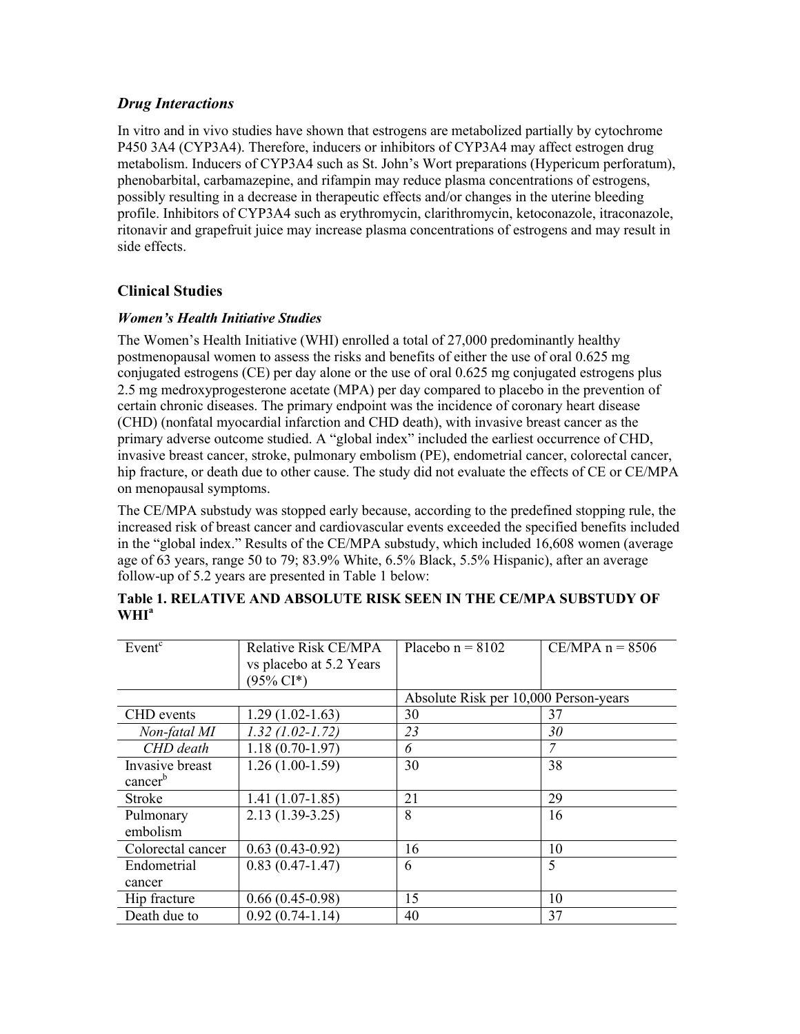### *Drug Interactions*

In vitro and in vivo studies have shown that estrogens are metabolized partially by cytochrome P450 3A4 (CYP3A4). Therefore, inducers or inhibitors of CYP3A4 may affect estrogen drug metabolism. Inducers of CYP3A4 such as St. John's Wort preparations (Hypericum perforatum), phenobarbital, carbamazepine, and rifampin may reduce plasma concentrations of estrogens, possibly resulting in a decrease in therapeutic effects and/or changes in the uterine bleeding profile. Inhibitors of CYP3A4 such as erythromycin, clarithromycin, ketoconazole, itraconazole, ritonavir and grapefruit juice may increase plasma concentrations of estrogens and may result in side effects.

## Clinical Studies

### *Women's Health Initiative Studies*

The Women's Health Initiative (WHI) enrolled a total of 27,000 predominantly healthy postmenopausal women to assess the risks and benefits of either the use of oral 0.625 mg conjugated estrogens (CE) per day alone or the use of oral 0.625 mg conjugated estrogens plus 2.5 mg medroxyprogesterone acetate (MPA) per day compared to placebo in the prevention of certain chronic diseases. The primary endpoint was the incidence of coronary heart disease (CHD) (nonfatal myocardial infarction and CHD death), with invasive breast cancer as the primary adverse outcome studied. A "global index" included the earliest occurrence of CHD, invasive breast cancer, stroke, pulmonary embolism (PE), endometrial cancer, colorectal cancer, hip fracture, or death due to other cause. The study did not evaluate the effects of CE or CE/MPA on menopausal symptoms.

The CE/MPA substudy was stopped early because, according to the predefined stopping rule, the increased risk of breast cancer and cardiovascular events exceeded the specified benefits included in the "global index." Results of the CE/MPA substudy, which included 16,608 women (average age of 63 years, range 50 to 79; 83.9% White, 6.5% Black, 5.5% Hispanic), after an average follow-up of 5.2 years are presented in Table 1 below:

**Table 1. RELATIVE AND ABSOLUTE RISK SEEN IN THE CE/MPA SUBSTUDY OF WHI[a]**

| Event[c] | Relative Risk CE/MPA vs placebo at 5.2 Years (95% CI*) | Placebo n = 8102 | CE/MPA n = 8506 |
|---|---|---|---|
| | | Absolute Risk per 10,000 Person-years | |
| CHD events | 1.29 (1.02-1.63) | 30 | 37 |
| *Non-fatal MI* | *1.32 (1.02-1.72)* | *23* | *30* |
| *CHD death* | 1.18 (0.70-1.97) | *6* | *7* |
| Invasive breast cancer[b] | 1.26 (1.00-1.59) | 30 | 38 |
| Stroke | 1.41 (1.07-1.85) | 21 | 29 |
| Pulmonary embolism | 2.13 (1.39-3.25) | 8 | 16 |
| Colorectal cancer | 0.63 (0.43-0.92) | 16 | 10 |
| Endometrial cancer | 0.83 (0.47-1.47) | 6 | 5 |
| Hip fracture | 0.66 (0.45-0.98) | 15 | 10 |
| Death due to | 0.92 (0.74-1.14) | 40 | 37 |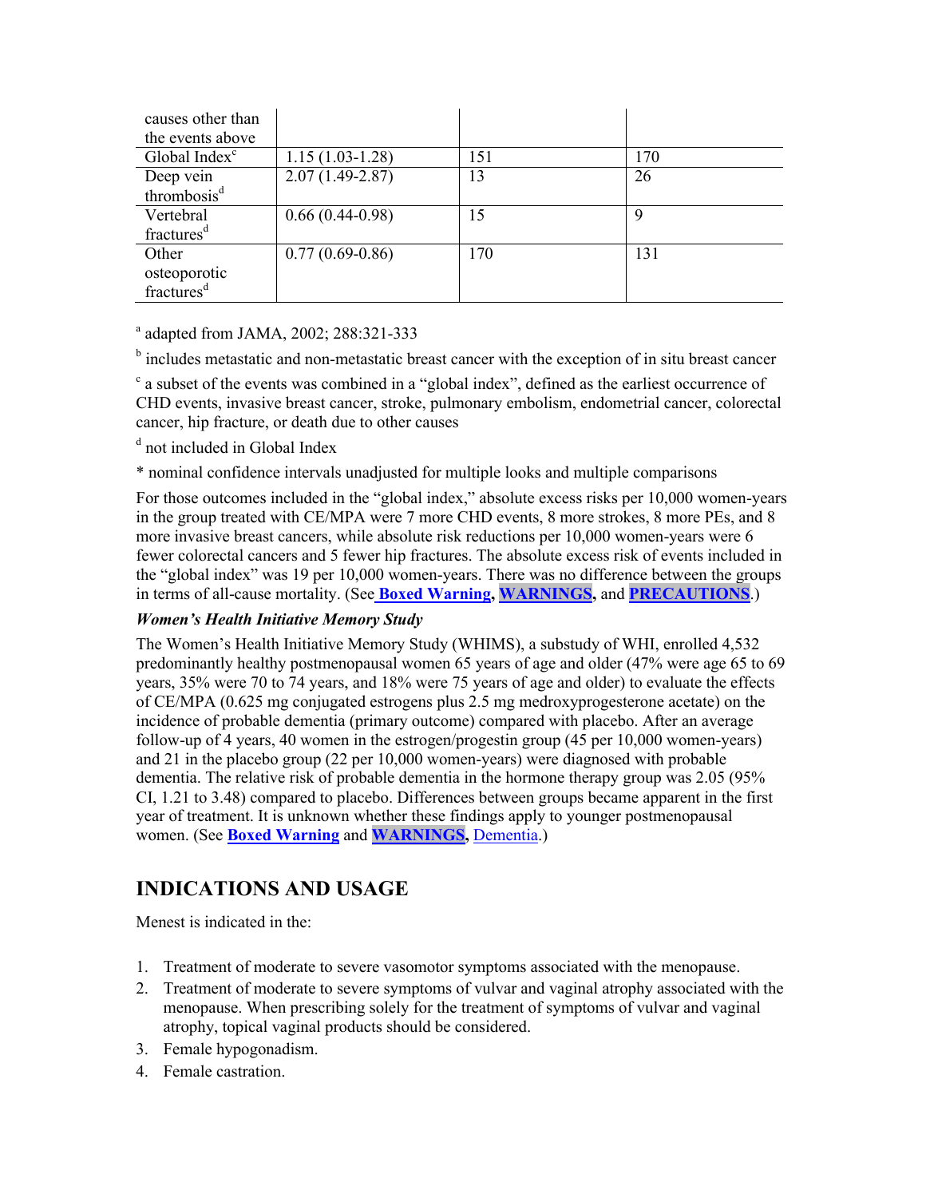| causes other than the events above | | | |
| --- | --- | --- | --- |
| Global Index[c] | 1.15 (1.03-1.28) | 151 | 170 |
| Deep vein thrombosis[d] | 2.07 (1.49-2.87) | 13 | 26 |
| Vertebral fractures[d] | 0.66 (0.44-0.98) | 15 | 9 |
| Other osteoporotic fractures[d] | 0.77 (0.69-0.86) | 170 | 131 |

[a] adapted from JAMA, 2002; 288:321-333

[b] includes metastatic and non-metastatic breast cancer with the exception of in situ breast cancer

[c] a subset of the events was combined in a "global index", defined as the earliest occurrence of CHD events, invasive breast cancer, stroke, pulmonary embolism, endometrial cancer, colorectal cancer, hip fracture, or death due to other causes

[d] not included in Global Index

* nominal confidence intervals unadjusted for multiple looks and multiple comparisons

For those outcomes included in the "global index," absolute excess risks per 10,000 women-years in the group treated with CE/MPA were 7 more CHD events, 8 more strokes, 8 more PEs, and 8 more invasive breast cancers, while absolute risk reductions per 10,000 women-years were 6 fewer colorectal cancers and 5 fewer hip fractures. The absolute excess risk of events included in the "global index" was 19 per 10,000 women-years. There was no difference between the groups in terms of all-cause mortality. (See **Boxed Warning**, **WARNINGS**, and **PRECAUTIONS**.)

***Women's Health Initiative Memory Study***

The Women's Health Initiative Memory Study (WHIMS), a substudy of WHI, enrolled 4,532 predominantly healthy postmenopausal women 65 years of age and older (47% were age 65 to 69 years, 35% were 70 to 74 years, and 18% were 75 years of age and older) to evaluate the effects of CE/MPA (0.625 mg conjugated estrogens plus 2.5 mg medroxyprogesterone acetate) on the incidence of probable dementia (primary outcome) compared with placebo. After an average follow-up of 4 years, 40 women in the estrogen/progestin group (45 per 10,000 women-years) and 21 in the placebo group (22 per 10,000 women-years) were diagnosed with probable dementia. The relative risk of probable dementia in the hormone therapy group was 2.05 (95% CI, 1.21 to 3.48) compared to placebo. Differences between groups became apparent in the first year of treatment. It is unknown whether these findings apply to younger postmenopausal women. (See **Boxed Warning** and **WARNINGS**, Dementia.)

## INDICATIONS AND USAGE

Menest is indicated in the:

1. Treatment of moderate to severe vasomotor symptoms associated with the menopause.
2. Treatment of moderate to severe symptoms of vulvar and vaginal atrophy associated with the menopause. When prescribing solely for the treatment of symptoms of vulvar and vaginal atrophy, topical vaginal products should be considered.
3. Female hypogonadism.
4. Female castration.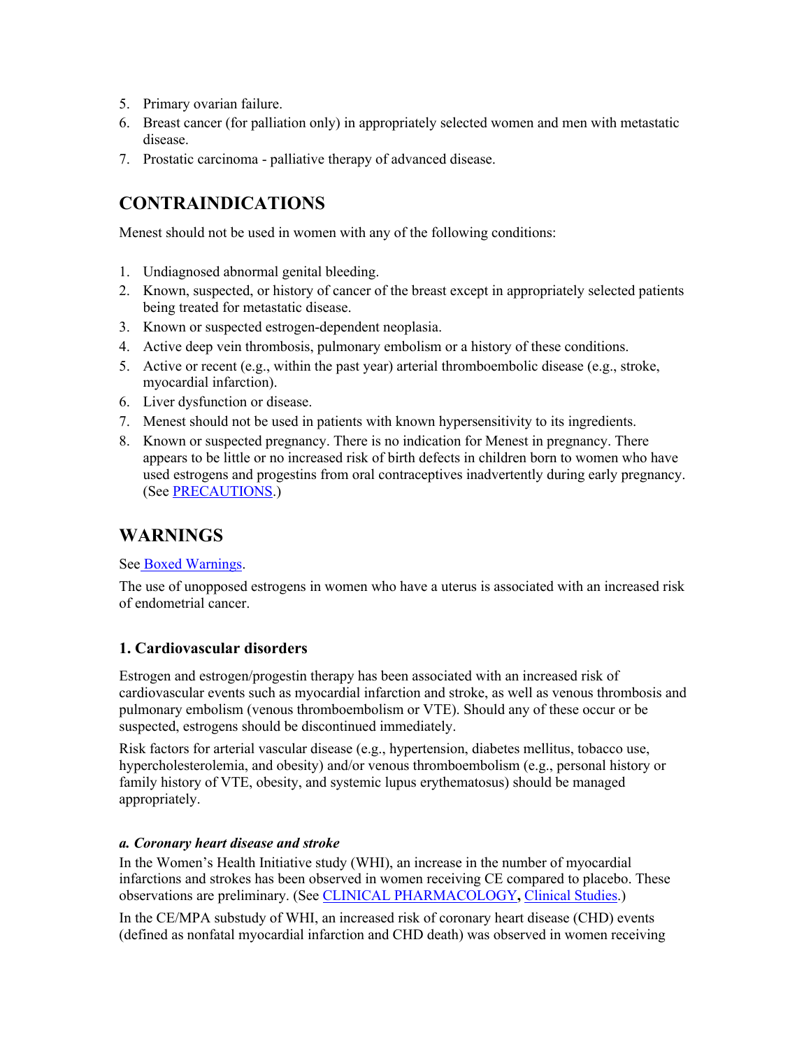5. Primary ovarian failure.
6. Breast cancer (for palliation only) in appropriately selected women and men with metastatic disease.
7. Prostatic carcinoma - palliative therapy of advanced disease.

## CONTRAINDICATIONS

Menest should not be used in women with any of the following conditions:

1. Undiagnosed abnormal genital bleeding.
2. Known, suspected, or history of cancer of the breast except in appropriately selected patients being treated for metastatic disease.
3. Known or suspected estrogen-dependent neoplasia.
4. Active deep vein thrombosis, pulmonary embolism or a history of these conditions.
5. Active or recent (e.g., within the past year) arterial thromboembolic disease (e.g., stroke, myocardial infarction).
6. Liver dysfunction or disease.
7. Menest should not be used in patients with known hypersensitivity to its ingredients.
8. Known or suspected pregnancy. There is no indication for Menest in pregnancy. There appears to be little or no increased risk of birth defects in children born to women who have used estrogens and progestins from oral contraceptives inadvertently during early pregnancy. (See PRECAUTIONS.)

## WARNINGS

See Boxed Warnings.

The use of unopposed estrogens in women who have a uterus is associated with an increased risk of endometrial cancer.

### 1. Cardiovascular disorders

Estrogen and estrogen/progestin therapy has been associated with an increased risk of cardiovascular events such as myocardial infarction and stroke, as well as venous thrombosis and pulmonary embolism (venous thromboembolism or VTE). Should any of these occur or be suspected, estrogens should be discontinued immediately.

Risk factors for arterial vascular disease (e.g., hypertension, diabetes mellitus, tobacco use, hypercholesterolemia, and obesity) and/or venous thromboembolism (e.g., personal history or family history of VTE, obesity, and systemic lupus erythematosus) should be managed appropriately.

#### *a. Coronary heart disease and stroke*

In the Women's Health Initiative study (WHI), an increase in the number of myocardial infarctions and strokes has been observed in women receiving CE compared to placebo. These observations are preliminary. (See CLINICAL PHARMACOLOGY**,** Clinical Studies.)

In the CE/MPA substudy of WHI, an increased risk of coronary heart disease (CHD) events (defined as nonfatal myocardial infarction and CHD death) was observed in women receiving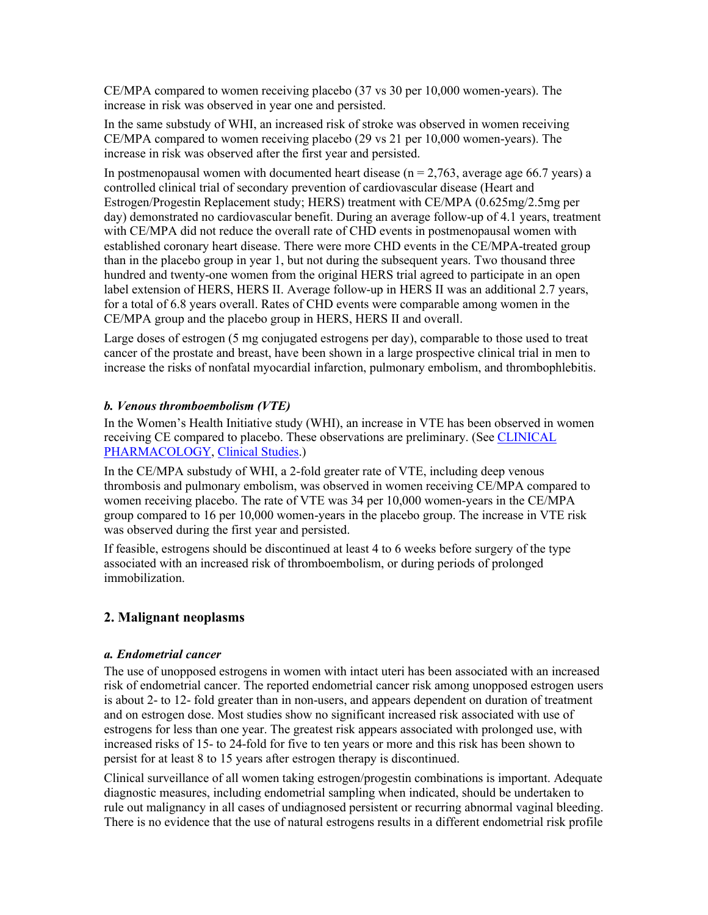CE/MPA compared to women receiving placebo (37 vs 30 per 10,000 women-years). The increase in risk was observed in year one and persisted.

In the same substudy of WHI, an increased risk of stroke was observed in women receiving CE/MPA compared to women receiving placebo (29 vs 21 per 10,000 women-years). The increase in risk was observed after the first year and persisted.

In postmenopausal women with documented heart disease (n = 2,763, average age 66.7 years) a controlled clinical trial of secondary prevention of cardiovascular disease (Heart and Estrogen/Progestin Replacement study; HERS) treatment with CE/MPA (0.625mg/2.5mg per day) demonstrated no cardiovascular benefit. During an average follow-up of 4.1 years, treatment with CE/MPA did not reduce the overall rate of CHD events in postmenopausal women with established coronary heart disease. There were more CHD events in the CE/MPA-treated group than in the placebo group in year 1, but not during the subsequent years. Two thousand three hundred and twenty-one women from the original HERS trial agreed to participate in an open label extension of HERS, HERS II. Average follow-up in HERS II was an additional 2.7 years, for a total of 6.8 years overall. Rates of CHD events were comparable among women in the CE/MPA group and the placebo group in HERS, HERS II and overall.

Large doses of estrogen (5 mg conjugated estrogens per day), comparable to those used to treat cancer of the prostate and breast, have been shown in a large prospective clinical trial in men to increase the risks of nonfatal myocardial infarction, pulmonary embolism, and thrombophlebitis.

#### *b. Venous thromboembolism (VTE)*

In the Women's Health Initiative study (WHI), an increase in VTE has been observed in women receiving CE compared to placebo. These observations are preliminary. (See CLINICAL PHARMACOLOGY, Clinical Studies.)

In the CE/MPA substudy of WHI, a 2-fold greater rate of VTE, including deep venous thrombosis and pulmonary embolism, was observed in women receiving CE/MPA compared to women receiving placebo. The rate of VTE was 34 per 10,000 women-years in the CE/MPA group compared to 16 per 10,000 women-years in the placebo group. The increase in VTE risk was observed during the first year and persisted.

If feasible, estrogens should be discontinued at least 4 to 6 weeks before surgery of the type associated with an increased risk of thromboembolism, or during periods of prolonged immobilization.

### 2. Malignant neoplasms

#### *a. Endometrial cancer*

The use of unopposed estrogens in women with intact uteri has been associated with an increased risk of endometrial cancer. The reported endometrial cancer risk among unopposed estrogen users is about 2- to 12- fold greater than in non-users, and appears dependent on duration of treatment and on estrogen dose. Most studies show no significant increased risk associated with use of estrogens for less than one year. The greatest risk appears associated with prolonged use, with increased risks of 15- to 24-fold for five to ten years or more and this risk has been shown to persist for at least 8 to 15 years after estrogen therapy is discontinued.

Clinical surveillance of all women taking estrogen/progestin combinations is important. Adequate diagnostic measures, including endometrial sampling when indicated, should be undertaken to rule out malignancy in all cases of undiagnosed persistent or recurring abnormal vaginal bleeding. There is no evidence that the use of natural estrogens results in a different endometrial risk profile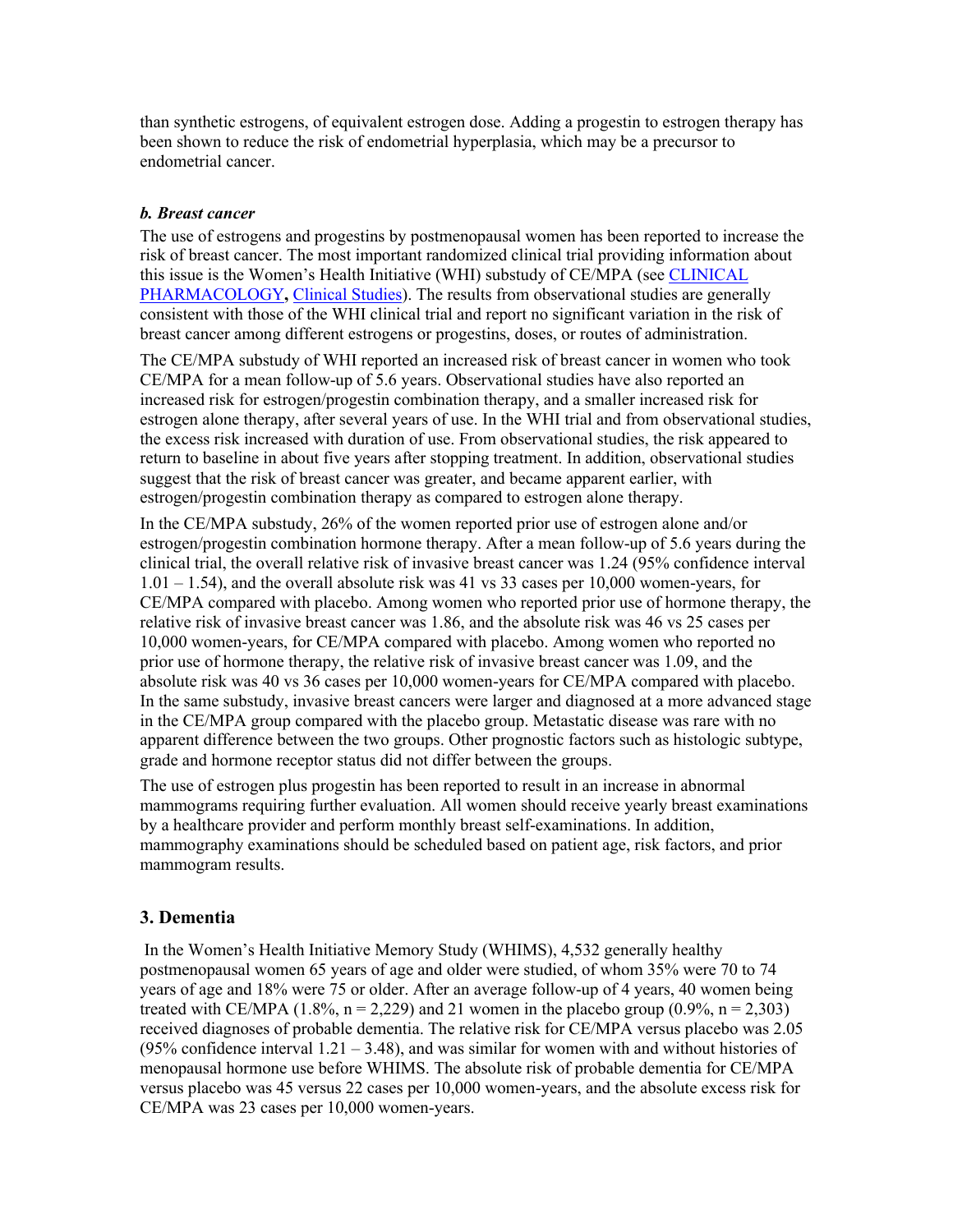than synthetic estrogens, of equivalent estrogen dose. Adding a progestin to estrogen therapy has been shown to reduce the risk of endometrial hyperplasia, which may be a precursor to endometrial cancer.

***b. Breast cancer***

The use of estrogens and progestins by postmenopausal women has been reported to increase the risk of breast cancer. The most important randomized clinical trial providing information about this issue is the Women's Health Initiative (WHI) substudy of CE/MPA (see CLINICAL PHARMACOLOGY**,** Clinical Studies). The results from observational studies are generally consistent with those of the WHI clinical trial and report no significant variation in the risk of breast cancer among different estrogens or progestins, doses, or routes of administration.

The CE/MPA substudy of WHI reported an increased risk of breast cancer in women who took CE/MPA for a mean follow-up of 5.6 years. Observational studies have also reported an increased risk for estrogen/progestin combination therapy, and a smaller increased risk for estrogen alone therapy, after several years of use. In the WHI trial and from observational studies, the excess risk increased with duration of use. From observational studies, the risk appeared to return to baseline in about five years after stopping treatment. In addition, observational studies suggest that the risk of breast cancer was greater, and became apparent earlier, with estrogen/progestin combination therapy as compared to estrogen alone therapy.

In the CE/MPA substudy, 26% of the women reported prior use of estrogen alone and/or estrogen/progestin combination hormone therapy. After a mean follow-up of 5.6 years during the clinical trial, the overall relative risk of invasive breast cancer was 1.24 (95% confidence interval 1.01 – 1.54), and the overall absolute risk was 41 vs 33 cases per 10,000 women-years, for CE/MPA compared with placebo. Among women who reported prior use of hormone therapy, the relative risk of invasive breast cancer was 1.86, and the absolute risk was 46 vs 25 cases per 10,000 women-years, for CE/MPA compared with placebo. Among women who reported no prior use of hormone therapy, the relative risk of invasive breast cancer was 1.09, and the absolute risk was 40 vs 36 cases per 10,000 women-years for CE/MPA compared with placebo. In the same substudy, invasive breast cancers were larger and diagnosed at a more advanced stage in the CE/MPA group compared with the placebo group. Metastatic disease was rare with no apparent difference between the two groups. Other prognostic factors such as histologic subtype, grade and hormone receptor status did not differ between the groups.

The use of estrogen plus progestin has been reported to result in an increase in abnormal mammograms requiring further evaluation. All women should receive yearly breast examinations by a healthcare provider and perform monthly breast self-examinations. In addition, mammography examinations should be scheduled based on patient age, risk factors, and prior mammogram results.

## 3. Dementia

In the Women's Health Initiative Memory Study (WHIMS), 4,532 generally healthy postmenopausal women 65 years of age and older were studied, of whom 35% were 70 to 74 years of age and 18% were 75 or older. After an average follow-up of 4 years, 40 women being treated with CE/MPA (1.8%, n = 2,229) and 21 women in the placebo group (0.9%, n = 2,303) received diagnoses of probable dementia. The relative risk for CE/MPA versus placebo was 2.05 (95% confidence interval 1.21 – 3.48), and was similar for women with and without histories of menopausal hormone use before WHIMS. The absolute risk of probable dementia for CE/MPA versus placebo was 45 versus 22 cases per 10,000 women-years, and the absolute excess risk for CE/MPA was 23 cases per 10,000 women-years.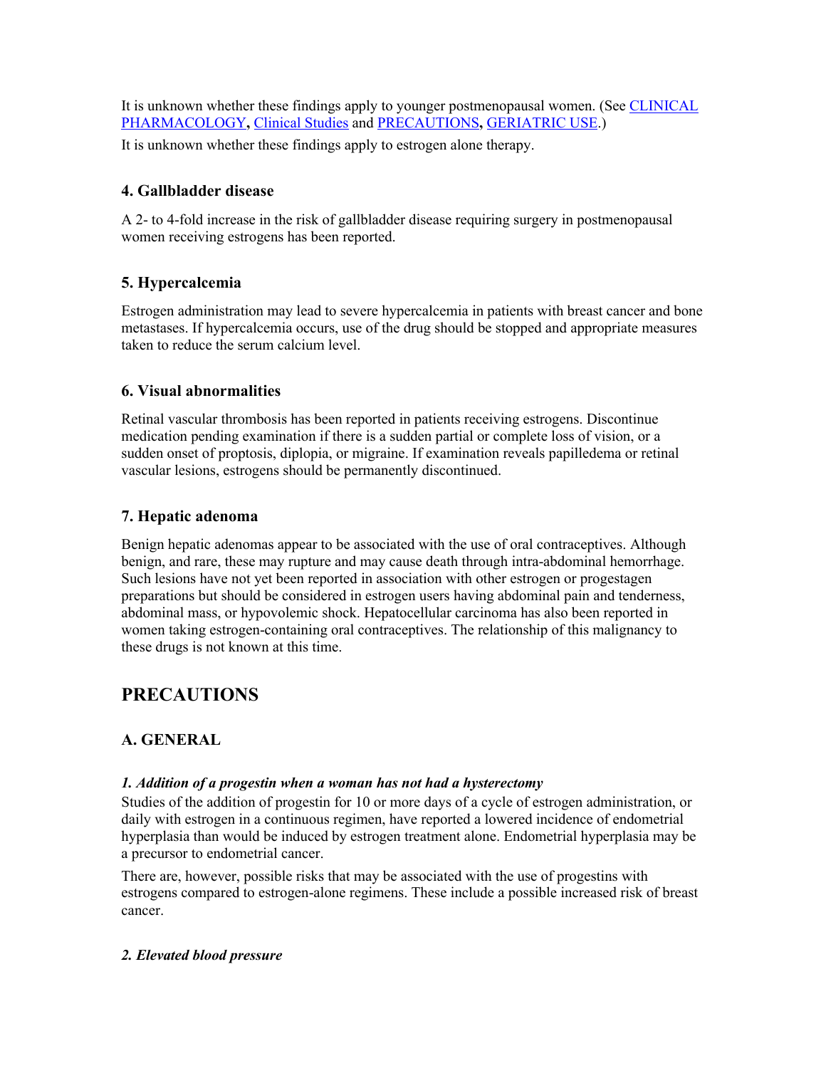It is unknown whether these findings apply to younger postmenopausal women. (See CLINICAL PHARMACOLOGY**,** Clinical Studies and PRECAUTIONS**,** GERIATRIC USE.)

It is unknown whether these findings apply to estrogen alone therapy.

### 4. Gallbladder disease

A 2- to 4-fold increase in the risk of gallbladder disease requiring surgery in postmenopausal women receiving estrogens has been reported.

### 5. Hypercalcemia

Estrogen administration may lead to severe hypercalcemia in patients with breast cancer and bone metastases. If hypercalcemia occurs, use of the drug should be stopped and appropriate measures taken to reduce the serum calcium level.

### 6. Visual abnormalities

Retinal vascular thrombosis has been reported in patients receiving estrogens. Discontinue medication pending examination if there is a sudden partial or complete loss of vision, or a sudden onset of proptosis, diplopia, or migraine. If examination reveals papilledema or retinal vascular lesions, estrogens should be permanently discontinued.

### 7. Hepatic adenoma

Benign hepatic adenomas appear to be associated with the use of oral contraceptives. Although benign, and rare, these may rupture and may cause death through intra-abdominal hemorrhage. Such lesions have not yet been reported in association with other estrogen or progestagen preparations but should be considered in estrogen users having abdominal pain and tenderness, abdominal mass, or hypovolemic shock. Hepatocellular carcinoma has also been reported in women taking estrogen-containing oral contraceptives. The relationship of this malignancy to these drugs is not known at this time.

## PRECAUTIONS

### A. GENERAL

***1. Addition of a progestin when a woman has not had a hysterectomy***

Studies of the addition of progestin for 10 or more days of a cycle of estrogen administration, or daily with estrogen in a continuous regimen, have reported a lowered incidence of endometrial hyperplasia than would be induced by estrogen treatment alone. Endometrial hyperplasia may be a precursor to endometrial cancer.

There are, however, possible risks that may be associated with the use of progestins with estrogens compared to estrogen-alone regimens. These include a possible increased risk of breast cancer.

***2. Elevated blood pressure***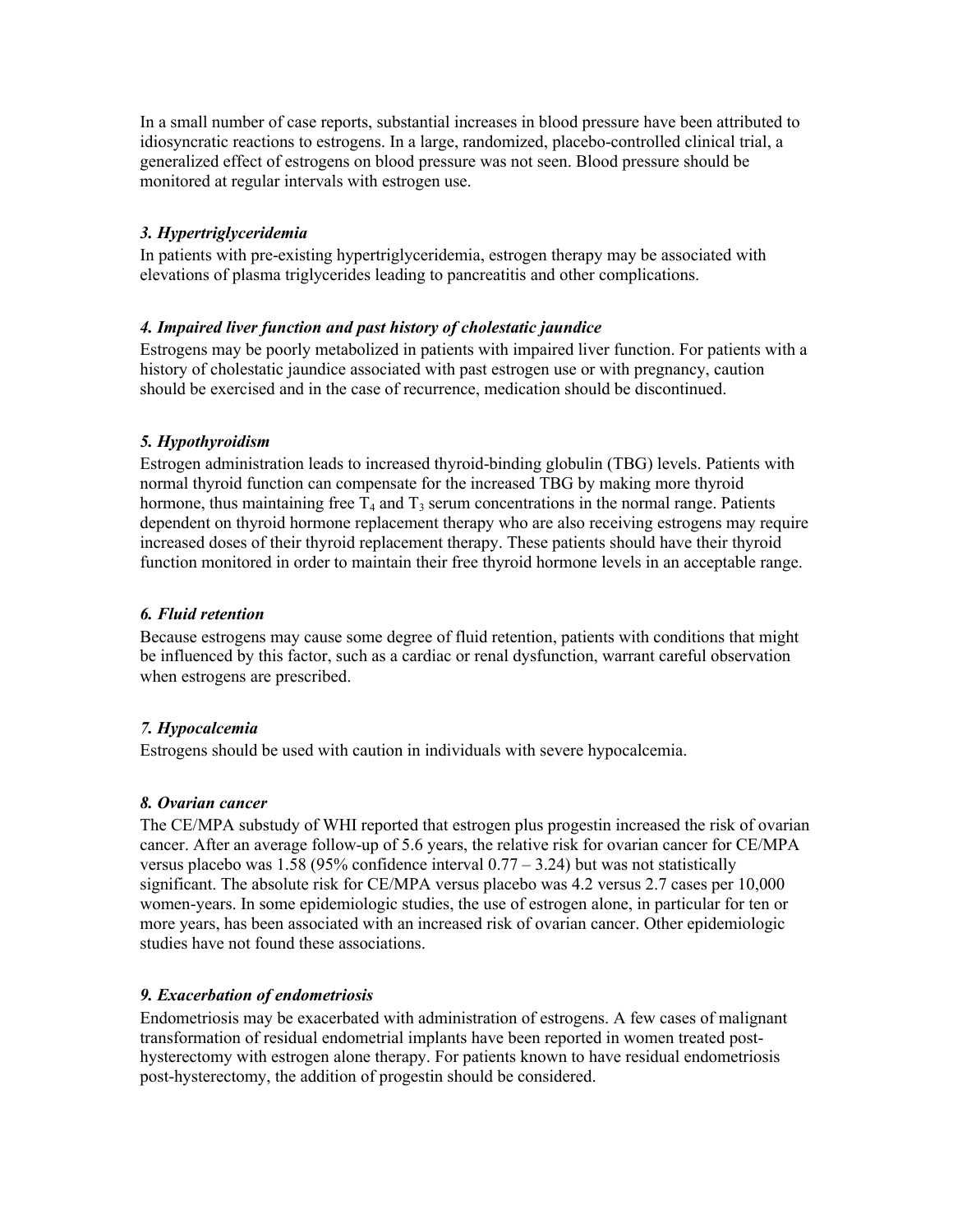In a small number of case reports, substantial increases in blood pressure have been attributed to idiosyncratic reactions to estrogens. In a large, randomized, placebo-controlled clinical trial, a generalized effect of estrogens on blood pressure was not seen. Blood pressure should be monitored at regular intervals with estrogen use.

### *3. Hypertriglyceridemia*

In patients with pre-existing hypertriglyceridemia, estrogen therapy may be associated with elevations of plasma triglycerides leading to pancreatitis and other complications.

### *4. Impaired liver function and past history of cholestatic jaundice*

Estrogens may be poorly metabolized in patients with impaired liver function. For patients with a history of cholestatic jaundice associated with past estrogen use or with pregnancy, caution should be exercised and in the case of recurrence, medication should be discontinued.

### *5. Hypothyroidism*

Estrogen administration leads to increased thyroid-binding globulin (TBG) levels. Patients with normal thyroid function can compensate for the increased TBG by making more thyroid hormone, thus maintaining free $T_4$ and $T_3$ serum concentrations in the normal range. Patients dependent on thyroid hormone replacement therapy who are also receiving estrogens may require increased doses of their thyroid replacement therapy. These patients should have their thyroid function monitored in order to maintain their free thyroid hormone levels in an acceptable range.

### *6. Fluid retention*

Because estrogens may cause some degree of fluid retention, patients with conditions that might be influenced by this factor, such as a cardiac or renal dysfunction, warrant careful observation when estrogens are prescribed.

### *7. Hypocalcemia*

Estrogens should be used with caution in individuals with severe hypocalcemia.

### *8. Ovarian cancer*

The CE/MPA substudy of WHI reported that estrogen plus progestin increased the risk of ovarian cancer. After an average follow-up of 5.6 years, the relative risk for ovarian cancer for CE/MPA versus placebo was 1.58 (95% confidence interval 0.77 – 3.24) but was not statistically significant. The absolute risk for CE/MPA versus placebo was 4.2 versus 2.7 cases per 10,000 women-years. In some epidemiologic studies, the use of estrogen alone, in particular for ten or more years, has been associated with an increased risk of ovarian cancer. Other epidemiologic studies have not found these associations.

### *9. Exacerbation of endometriosis*

Endometriosis may be exacerbated with administration of estrogens. A few cases of malignant transformation of residual endometrial implants have been reported in women treated post-hysterectomy with estrogen alone therapy. For patients known to have residual endometriosis post-hysterectomy, the addition of progestin should be considered.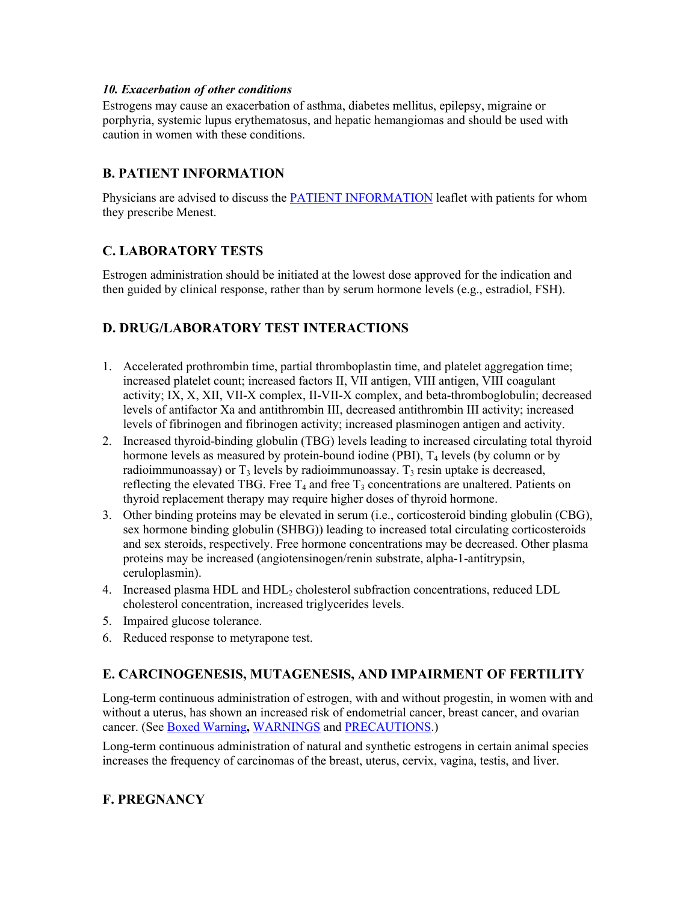*10. Exacerbation of other conditions*

Estrogens may cause an exacerbation of asthma, diabetes mellitus, epilepsy, migraine or porphyria, systemic lupus erythematosus, and hepatic hemangiomas and should be used with caution in women with these conditions.

## B. PATIENT INFORMATION

Physicians are advised to discuss the PATIENT INFORMATION leaflet with patients for whom they prescribe Menest.

## C. LABORATORY TESTS

Estrogen administration should be initiated at the lowest dose approved for the indication and then guided by clinical response, rather than by serum hormone levels (e.g., estradiol, FSH).

## D. DRUG/LABORATORY TEST INTERACTIONS

1. Accelerated prothrombin time, partial thromboplastin time, and platelet aggregation time; increased platelet count; increased factors II, VII antigen, VIII antigen, VIII coagulant activity; IX, X, XII, VII-X complex, II-VII-X complex, and beta-thromboglobulin; decreased levels of antifactor Xa and antithrombin III, decreased antithrombin III activity; increased levels of fibrinogen and fibrinogen activity; increased plasminogen antigen and activity.
2. Increased thyroid-binding globulin (TBG) levels leading to increased circulating total thyroid hormone levels as measured by protein-bound iodine (PBI), $T_4$ levels (by column or by radioimmunoassay) or $T_3$ levels by radioimmunoassay. $T_3$ resin uptake is decreased, reflecting the elevated TBG. Free $T_4$ and free $T_3$ concentrations are unaltered. Patients on thyroid replacement therapy may require higher doses of thyroid hormone.
3. Other binding proteins may be elevated in serum (i.e., corticosteroid binding globulin (CBG), sex hormone binding globulin (SHBG)) leading to increased total circulating corticosteroids and sex steroids, respectively. Free hormone concentrations may be decreased. Other plasma proteins may be increased (angiotensinogen/renin substrate, alpha-1-antitrypsin, ceruloplasmin).
4. Increased plasma HDL and $HDL_2$ cholesterol subfraction concentrations, reduced LDL cholesterol concentration, increased triglycerides levels.
5. Impaired glucose tolerance.
6. Reduced response to metyrapone test.

## E. CARCINOGENESIS, MUTAGENESIS, AND IMPAIRMENT OF FERTILITY

Long-term continuous administration of estrogen, with and without progestin, in women with and without a uterus, has shown an increased risk of endometrial cancer, breast cancer, and ovarian cancer. (See Boxed Warning**,** WARNINGS and PRECAUTIONS.)

Long-term continuous administration of natural and synthetic estrogens in certain animal species increases the frequency of carcinomas of the breast, uterus, cervix, vagina, testis, and liver.

## F. PREGNANCY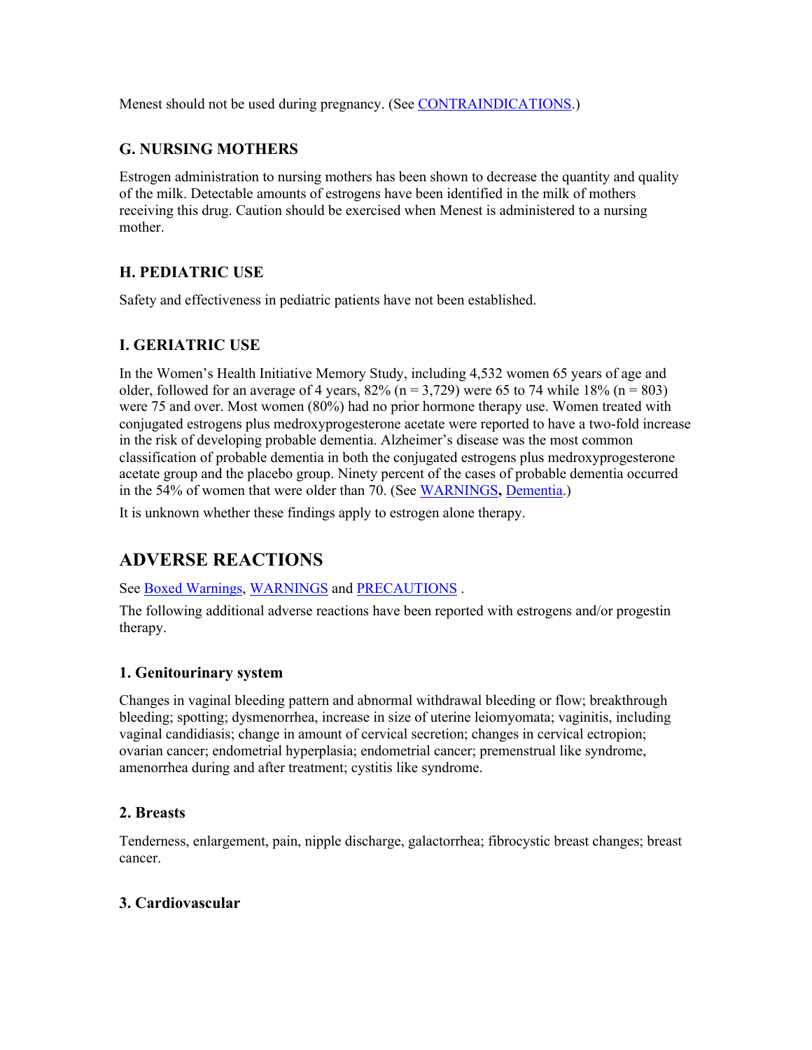Menest should not be used during pregnancy. (See CONTRAINDICATIONS.)

### G. NURSING MOTHERS

Estrogen administration to nursing mothers has been shown to decrease the quantity and quality of the milk. Detectable amounts of estrogens have been identified in the milk of mothers receiving this drug. Caution should be exercised when Menest is administered to a nursing mother.

### H. PEDIATRIC USE

Safety and effectiveness in pediatric patients have not been established.

### I. GERIATRIC USE

In the Women's Health Initiative Memory Study, including 4,532 women 65 years of age and older, followed for an average of 4 years, 82% (n = 3,729) were 65 to 74 while 18% (n = 803) were 75 and over. Most women (80%) had no prior hormone therapy use. Women treated with conjugated estrogens plus medroxyprogesterone acetate were reported to have a two-fold increase in the risk of developing probable dementia. Alzheimer's disease was the most common classification of probable dementia in both the conjugated estrogens plus medroxyprogesterone acetate group and the placebo group. Ninety percent of the cases of probable dementia occurred in the 54% of women that were older than 70. (See **WARNINGS**, Dementia.)

It is unknown whether these findings apply to estrogen alone therapy.

## ADVERSE REACTIONS

See Boxed Warnings, WARNINGS and PRECAUTIONS .

The following additional adverse reactions have been reported with estrogens and/or progestin therapy.

### 1. Genitourinary system

Changes in vaginal bleeding pattern and abnormal withdrawal bleeding or flow; breakthrough bleeding; spotting; dysmenorrhea, increase in size of uterine leiomyomata; vaginitis, including vaginal candidiasis; change in amount of cervical secretion; changes in cervical ectropion; ovarian cancer; endometrial hyperplasia; endometrial cancer; premenstrual like syndrome, amenorrhea during and after treatment; cystitis like syndrome.

### 2. Breasts

Tenderness, enlargement, pain, nipple discharge, galactorrhea; fibrocystic breast changes; breast cancer.

### 3. Cardiovascular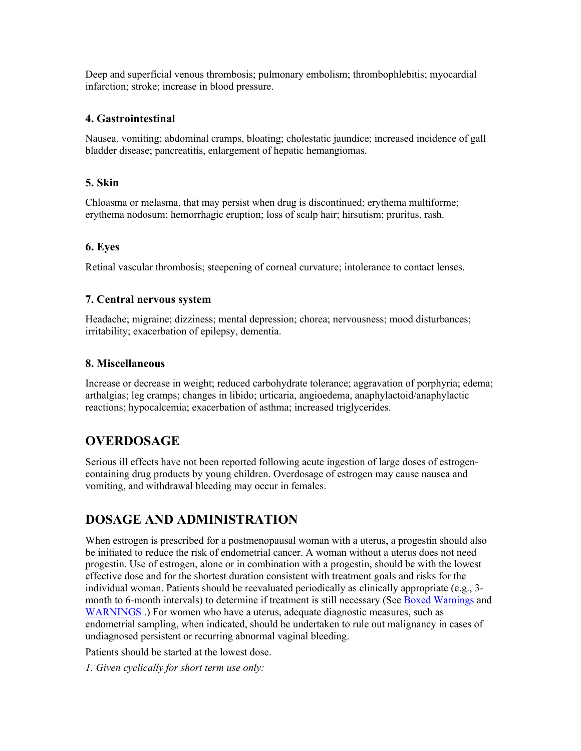Deep and superficial venous thrombosis; pulmonary embolism; thrombophlebitis; myocardial infarction; stroke; increase in blood pressure.

### 4. Gastrointestinal

Nausea, vomiting; abdominal cramps, bloating; cholestatic jaundice; increased incidence of gall bladder disease; pancreatitis, enlargement of hepatic hemangiomas.

### 5. Skin

Chloasma or melasma, that may persist when drug is discontinued; erythema multiforme; erythema nodosum; hemorrhagic eruption; loss of scalp hair; hirsutism; pruritus, rash.

### 6. Eyes

Retinal vascular thrombosis; steepening of corneal curvature; intolerance to contact lenses.

### 7. Central nervous system

Headache; migraine; dizziness; mental depression; chorea; nervousness; mood disturbances; irritability; exacerbation of epilepsy, dementia.

### 8. Miscellaneous

Increase or decrease in weight; reduced carbohydrate tolerance; aggravation of porphyria; edema; arthalgias; leg cramps; changes in libido; urticaria, angioedema, anaphylactoid/anaphylactic reactions; hypocalcemia; exacerbation of asthma; increased triglycerides.

## OVERDOSAGE

Serious ill effects have not been reported following acute ingestion of large doses of estrogen-containing drug products by young children. Overdosage of estrogen may cause nausea and vomiting, and withdrawal bleeding may occur in females.

## DOSAGE AND ADMINISTRATION

When estrogen is prescribed for a postmenopausal woman with a uterus, a progestin should also be initiated to reduce the risk of endometrial cancer. A woman without a uterus does not need progestin. Use of estrogen, alone or in combination with a progestin, should be with the lowest effective dose and for the shortest duration consistent with treatment goals and risks for the individual woman. Patients should be reevaluated periodically as clinically appropriate (e.g., 3-month to 6-month intervals) to determine if treatment is still necessary (See Boxed Warnings and WARNINGS .) For women who have a uterus, adequate diagnostic measures, such as endometrial sampling, when indicated, should be undertaken to rule out malignancy in cases of undiagnosed persistent or recurring abnormal vaginal bleeding.

Patients should be started at the lowest dose.

*1. Given cyclically for short term use only:*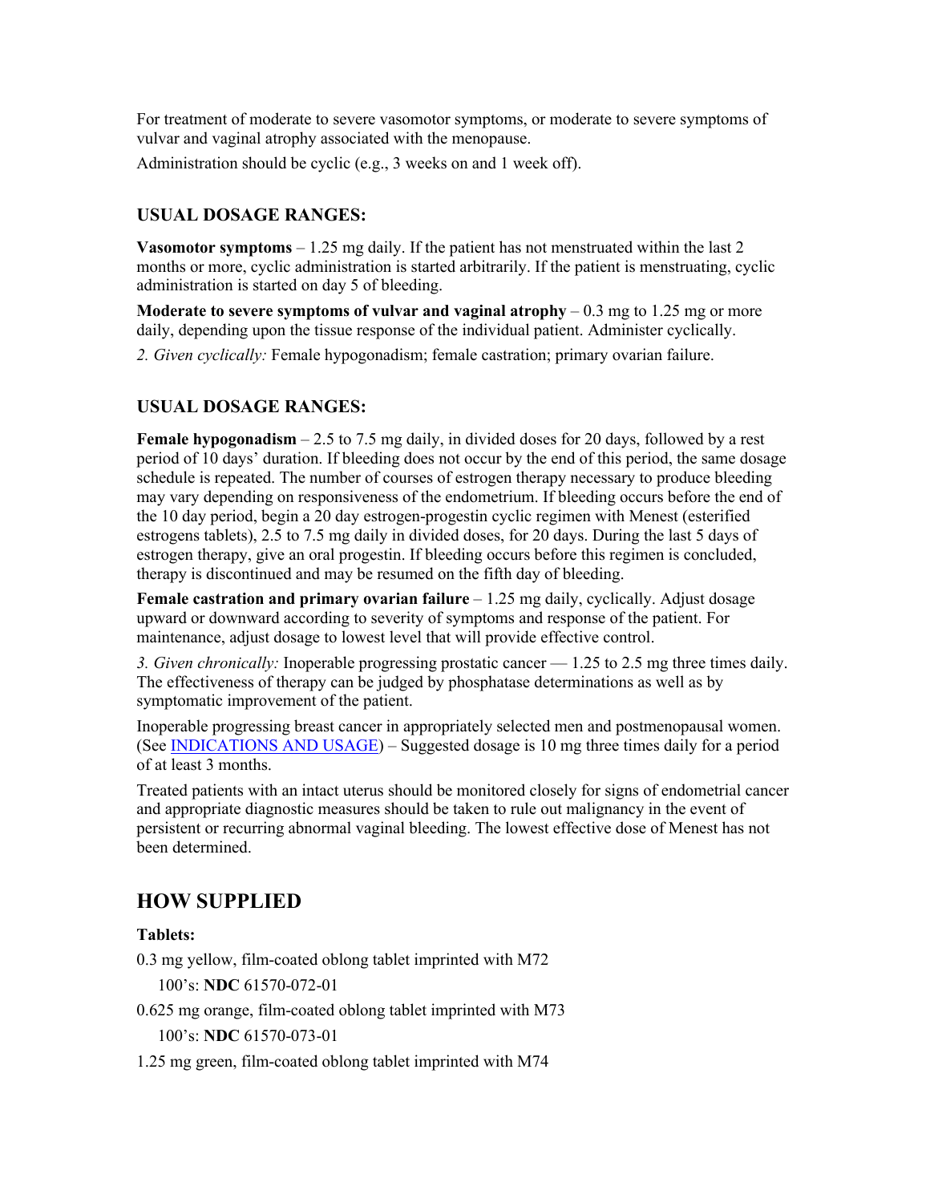For treatment of moderate to severe vasomotor symptoms, or moderate to severe symptoms of vulvar and vaginal atrophy associated with the menopause.

Administration should be cyclic (e.g., 3 weeks on and 1 week off).

### USUAL DOSAGE RANGES:

**Vasomotor symptoms** – 1.25 mg daily. If the patient has not menstruated within the last 2 months or more, cyclic administration is started arbitrarily. If the patient is menstruating, cyclic administration is started on day 5 of bleeding.

**Moderate to severe symptoms of vulvar and vaginal atrophy** – 0.3 mg to 1.25 mg or more daily, depending upon the tissue response of the individual patient. Administer cyclically.

*2. Given cyclically:* Female hypogonadism; female castration; primary ovarian failure.

### USUAL DOSAGE RANGES:

**Female hypogonadism** – 2.5 to 7.5 mg daily, in divided doses for 20 days, followed by a rest period of 10 days' duration. If bleeding does not occur by the end of this period, the same dosage schedule is repeated. The number of courses of estrogen therapy necessary to produce bleeding may vary depending on responsiveness of the endometrium. If bleeding occurs before the end of the 10 day period, begin a 20 day estrogen-progestin cyclic regimen with Menest (esterified estrogens tablets), 2.5 to 7.5 mg daily in divided doses, for 20 days. During the last 5 days of estrogen therapy, give an oral progestin. If bleeding occurs before this regimen is concluded, therapy is discontinued and may be resumed on the fifth day of bleeding.

**Female castration and primary ovarian failure** – 1.25 mg daily, cyclically. Adjust dosage upward or downward according to severity of symptoms and response of the patient. For maintenance, adjust dosage to lowest level that will provide effective control.

*3. Given chronically:* Inoperable progressing prostatic cancer — 1.25 to 2.5 mg three times daily. The effectiveness of therapy can be judged by phosphatase determinations as well as by symptomatic improvement of the patient.

Inoperable progressing breast cancer in appropriately selected men and postmenopausal women. (See INDICATIONS AND USAGE) – Suggested dosage is 10 mg three times daily for a period of at least 3 months.

Treated patients with an intact uterus should be monitored closely for signs of endometrial cancer and appropriate diagnostic measures should be taken to rule out malignancy in the event of persistent or recurring abnormal vaginal bleeding. The lowest effective dose of Menest has not been determined.

## HOW SUPPLIED

**Tablets:**

0.3 mg yellow, film-coated oblong tablet imprinted with M72

100's: **NDC** 61570-072-01

0.625 mg orange, film-coated oblong tablet imprinted with M73

100's: **NDC** 61570-073-01

1.25 mg green, film-coated oblong tablet imprinted with M74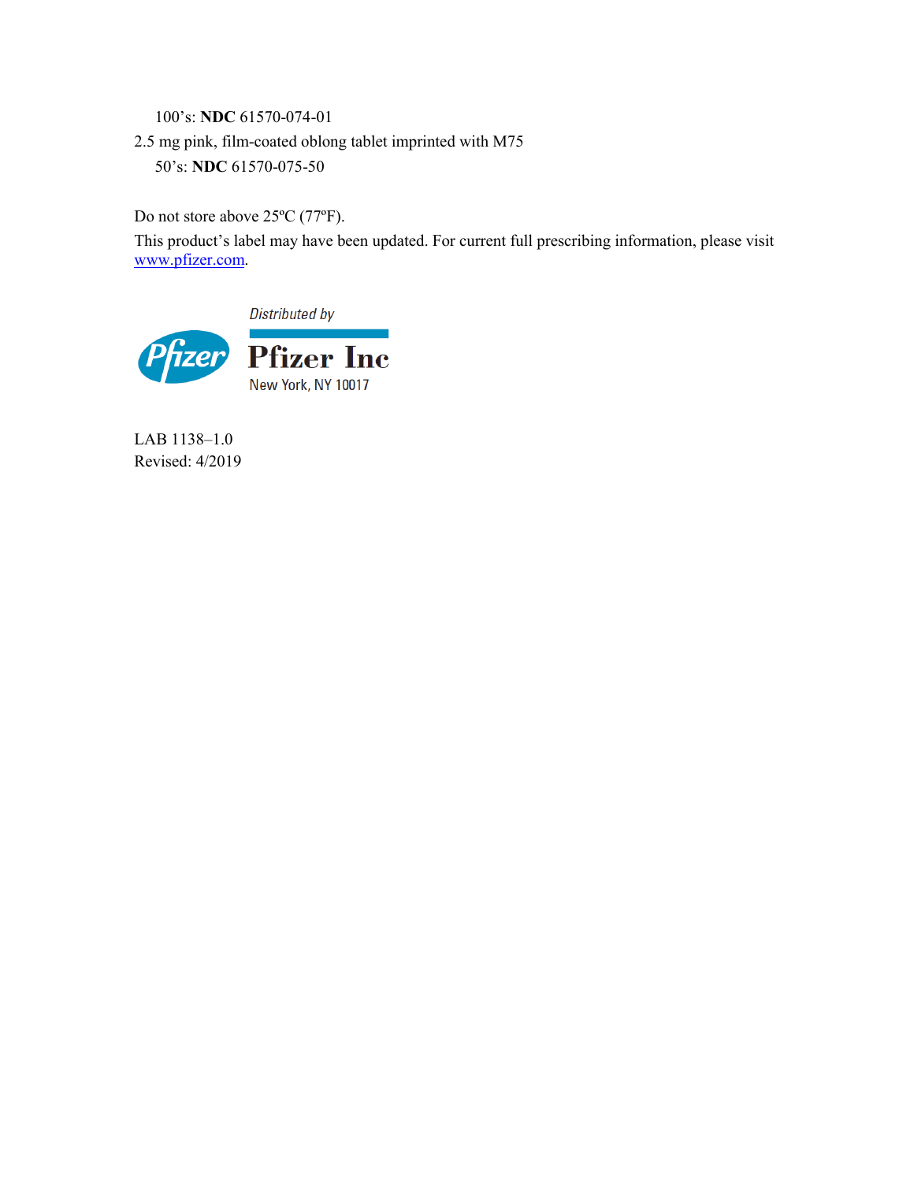100's: **NDC** 61570-074-01

2.5 mg pink, film-coated oblong tablet imprinted with M75

50's: **NDC** 61570-075-50

Do not store above 25ºC (77ºF).

This product's label may have been updated. For current full prescribing information, please visit www.pfizer.com.

*Distributed by*

**Pfizer Inc**

New York, NY 10017

LAB 1138–1.0

Revised: 4/2019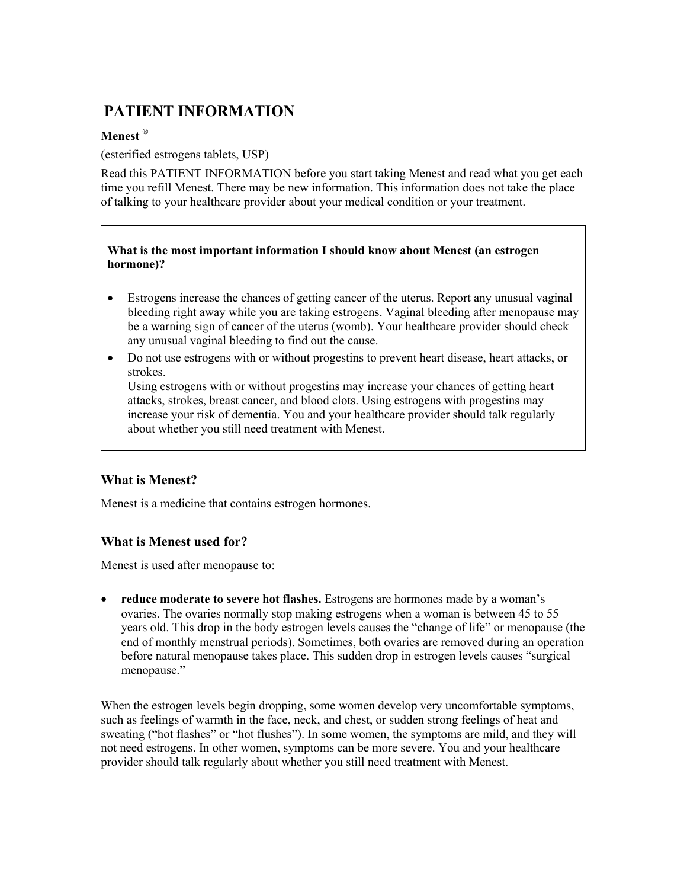# PATIENT INFORMATION

**Menest ®**

(esterified estrogens tablets, USP)

Read this PATIENT INFORMATION before you start taking Menest and read what you get each time you refill Menest. There may be new information. This information does not take the place of talking to your healthcare provider about your medical condition or your treatment.

**What is the most important information I should know about Menest (an estrogen hormone)?**

- Estrogens increase the chances of getting cancer of the uterus. Report any unusual vaginal bleeding right away while you are taking estrogens. Vaginal bleeding after menopause may be a warning sign of cancer of the uterus (womb). Your healthcare provider should check any unusual vaginal bleeding to find out the cause.
- Do not use estrogens with or without progestins to prevent heart disease, heart attacks, or strokes.
  Using estrogens with or without progestins may increase your chances of getting heart attacks, strokes, breast cancer, and blood clots. Using estrogens with progestins may increase your risk of dementia. You and your healthcare provider should talk regularly about whether you still need treatment with Menest.

### What is Menest?

Menest is a medicine that contains estrogen hormones.

### What is Menest used for?

Menest is used after menopause to:

- **reduce moderate to severe hot flashes.** Estrogens are hormones made by a woman's ovaries. The ovaries normally stop making estrogens when a woman is between 45 to 55 years old. This drop in the body estrogen levels causes the "change of life" or menopause (the end of monthly menstrual periods). Sometimes, both ovaries are removed during an operation before natural menopause takes place. This sudden drop in estrogen levels causes "surgical menopause."

When the estrogen levels begin dropping, some women develop very uncomfortable symptoms, such as feelings of warmth in the face, neck, and chest, or sudden strong feelings of heat and sweating ("hot flashes" or "hot flushes"). In some women, the symptoms are mild, and they will not need estrogens. In other women, symptoms can be more severe. You and your healthcare provider should talk regularly about whether you still need treatment with Menest.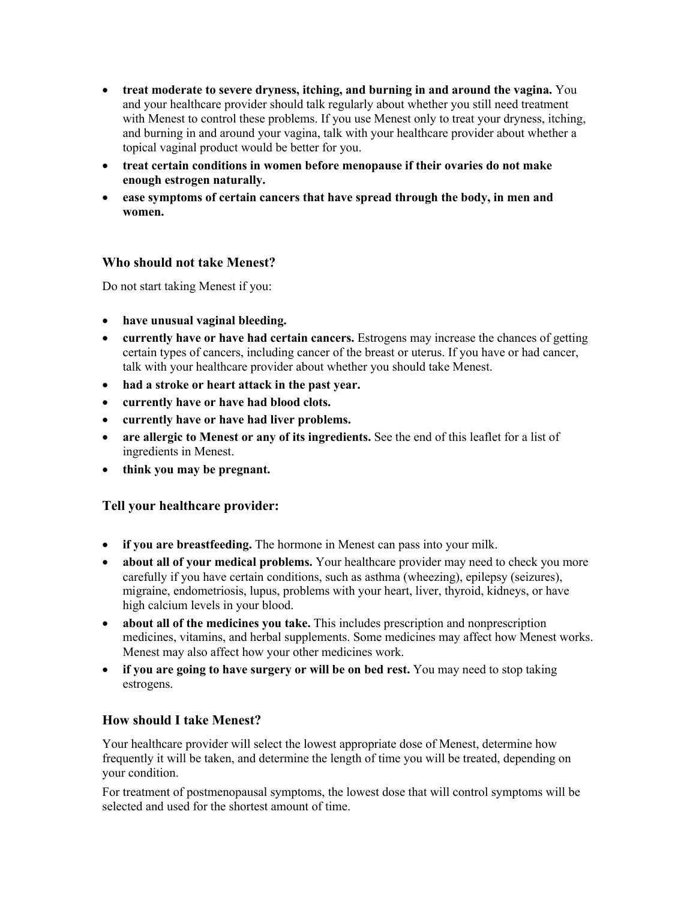- **treat moderate to severe dryness, itching, and burning in and around the vagina.** You and your healthcare provider should talk regularly about whether you still need treatment with Menest to control these problems. If you use Menest only to treat your dryness, itching, and burning in and around your vagina, talk with your healthcare provider about whether a topical vaginal product would be better for you.
- **treat certain conditions in women before menopause if their ovaries do not make enough estrogen naturally.**
- **ease symptoms of certain cancers that have spread through the body, in men and women.**

### Who should not take Menest?

Do not start taking Menest if you:

- **have unusual vaginal bleeding.**
- **currently have or have had certain cancers.** Estrogens may increase the chances of getting certain types of cancers, including cancer of the breast or uterus. If you have or had cancer, talk with your healthcare provider about whether you should take Menest.
- **had a stroke or heart attack in the past year.**
- **currently have or have had blood clots.**
- **currently have or have had liver problems.**
- **are allergic to Menest or any of its ingredients.** See the end of this leaflet for a list of ingredients in Menest.
- **think you may be pregnant.**

### Tell your healthcare provider:

- **if you are breastfeeding.** The hormone in Menest can pass into your milk.
- **about all of your medical problems.** Your healthcare provider may need to check you more carefully if you have certain conditions, such as asthma (wheezing), epilepsy (seizures), migraine, endometriosis, lupus, problems with your heart, liver, thyroid, kidneys, or have high calcium levels in your blood.
- **about all of the medicines you take.** This includes prescription and nonprescription medicines, vitamins, and herbal supplements. Some medicines may affect how Menest works. Menest may also affect how your other medicines work.
- **if you are going to have surgery or will be on bed rest.** You may need to stop taking estrogens.

### How should I take Menest?

Your healthcare provider will select the lowest appropriate dose of Menest, determine how frequently it will be taken, and determine the length of time you will be treated, depending on your condition.

For treatment of postmenopausal symptoms, the lowest dose that will control symptoms will be selected and used for the shortest amount of time.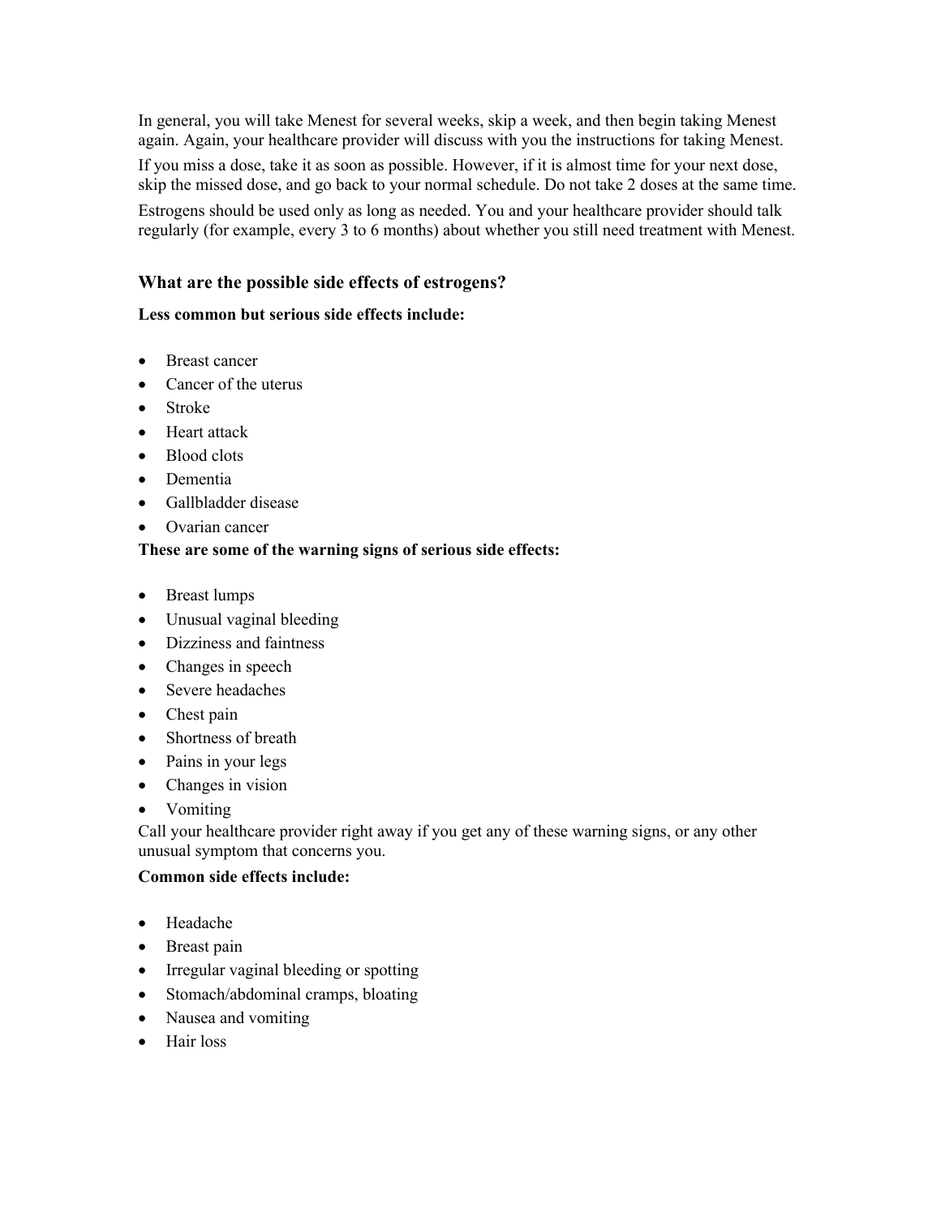In general, you will take Menest for several weeks, skip a week, and then begin taking Menest again. Again, your healthcare provider will discuss with you the instructions for taking Menest.

If you miss a dose, take it as soon as possible. However, if it is almost time for your next dose, skip the missed dose, and go back to your normal schedule. Do not take 2 doses at the same time.

Estrogens should be used only as long as needed. You and your healthcare provider should talk regularly (for example, every 3 to 6 months) about whether you still need treatment with Menest.

### What are the possible side effects of estrogens?

**Less common but serious side effects include:**

- Breast cancer
- Cancer of the uterus
- Stroke
- Heart attack
- Blood clots
- Dementia
- Gallbladder disease
- Ovarian cancer

**These are some of the warning signs of serious side effects:**

- Breast lumps
- Unusual vaginal bleeding
- Dizziness and faintness
- Changes in speech
- Severe headaches
- Chest pain
- Shortness of breath
- Pains in your legs
- Changes in vision
- Vomiting

Call your healthcare provider right away if you get any of these warning signs, or any other unusual symptom that concerns you.

**Common side effects include:**

- Headache
- Breast pain
- Irregular vaginal bleeding or spotting
- Stomach/abdominal cramps, bloating
- Nausea and vomiting
- Hair loss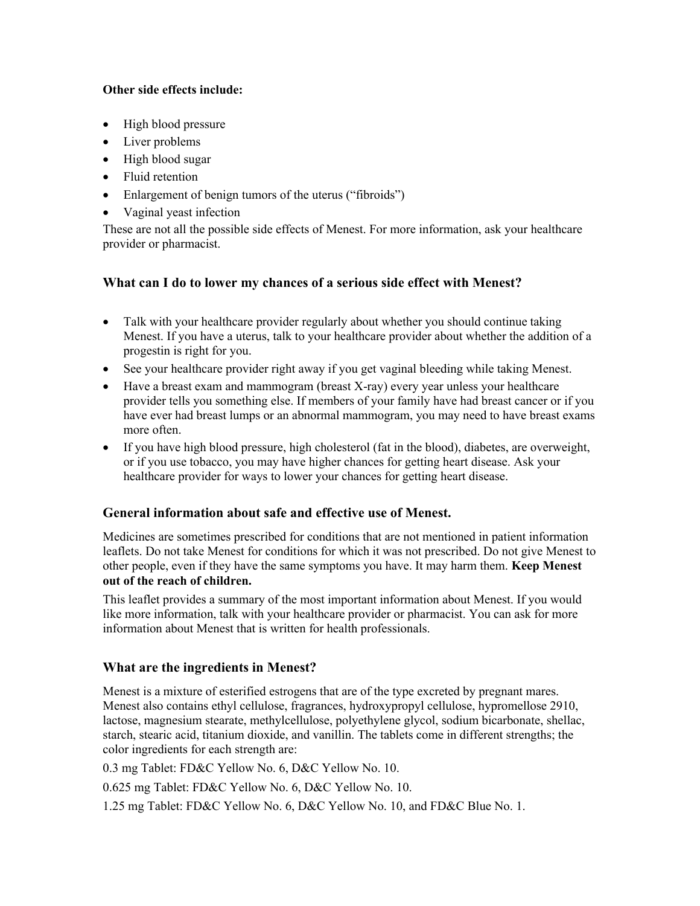**Other side effects include:**

- High blood pressure
- Liver problems
- High blood sugar
- Fluid retention
- Enlargement of benign tumors of the uterus ("fibroids")
- Vaginal yeast infection

These are not all the possible side effects of Menest. For more information, ask your healthcare provider or pharmacist.

### What can I do to lower my chances of a serious side effect with Menest?

- Talk with your healthcare provider regularly about whether you should continue taking Menest. If you have a uterus, talk to your healthcare provider about whether the addition of a progestin is right for you.
- See your healthcare provider right away if you get vaginal bleeding while taking Menest.
- Have a breast exam and mammogram (breast X-ray) every year unless your healthcare provider tells you something else. If members of your family have had breast cancer or if you have ever had breast lumps or an abnormal mammogram, you may need to have breast exams more often.
- If you have high blood pressure, high cholesterol (fat in the blood), diabetes, are overweight, or if you use tobacco, you may have higher chances for getting heart disease. Ask your healthcare provider for ways to lower your chances for getting heart disease.

### General information about safe and effective use of Menest.

Medicines are sometimes prescribed for conditions that are not mentioned in patient information leaflets. Do not take Menest for conditions for which it was not prescribed. Do not give Menest to other people, even if they have the same symptoms you have. It may harm them. **Keep Menest out of the reach of children.**

This leaflet provides a summary of the most important information about Menest. If you would like more information, talk with your healthcare provider or pharmacist. You can ask for more information about Menest that is written for health professionals.

### What are the ingredients in Menest?

Menest is a mixture of esterified estrogens that are of the type excreted by pregnant mares. Menest also contains ethyl cellulose, fragrances, hydroxypropyl cellulose, hypromellose 2910, lactose, magnesium stearate, methylcellulose, polyethylene glycol, sodium bicarbonate, shellac, starch, stearic acid, titanium dioxide, and vanillin. The tablets come in different strengths; the color ingredients for each strength are:

0.3 mg Tablet: FD&C Yellow No. 6, D&C Yellow No. 10.

0.625 mg Tablet: FD&C Yellow No. 6, D&C Yellow No. 10.

1.25 mg Tablet: FD&C Yellow No. 6, D&C Yellow No. 10, and FD&C Blue No. 1.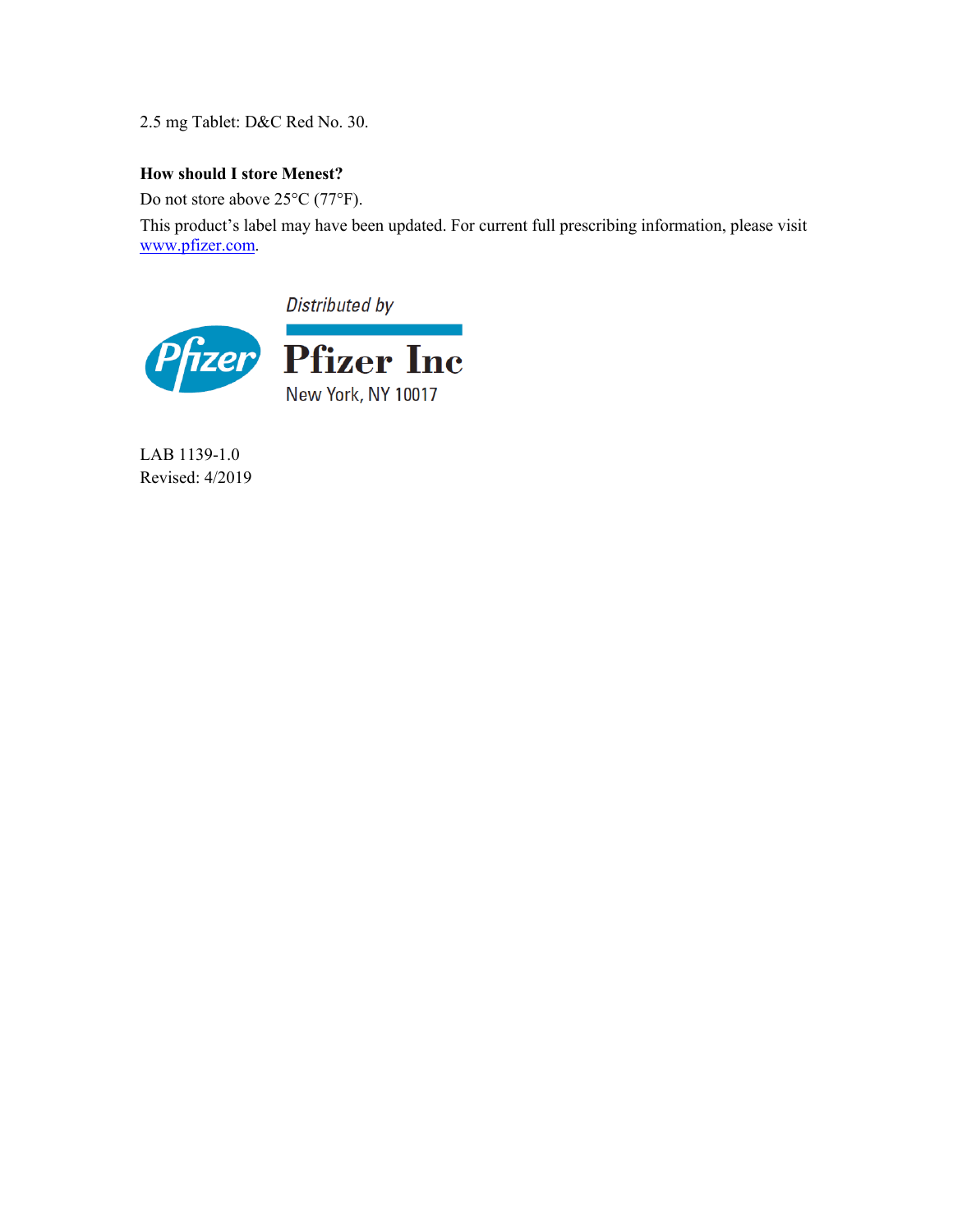2.5 mg Tablet: D&C Red No. 30.

**How should I store Menest?**

Do not store above 25°C (77°F).

This product's label may have been updated. For current full prescribing information, please visit www.pfizer.com.

Distributed by

Pfizer Inc

New York, NY 10017

LAB 1139-1.0
Revised: 4/2019